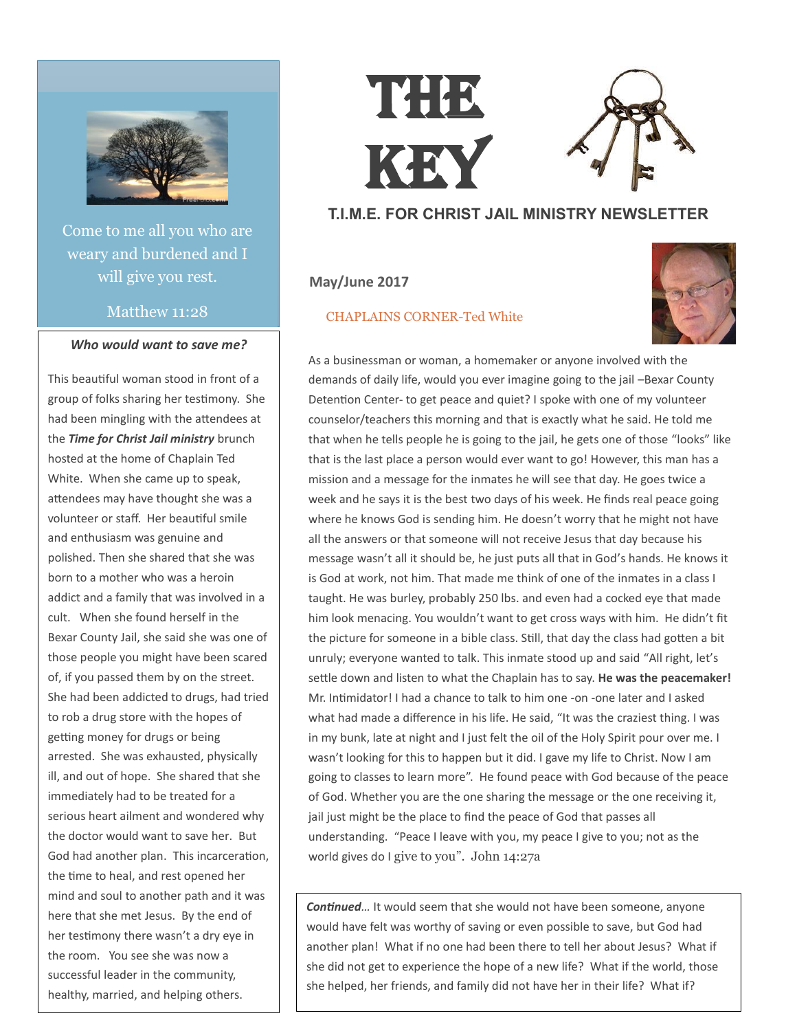# THE KEY

## T.I.M.E. FOR CHRIST JAIL MINISTRY NEWSLETTER

**May/June 2017**

Come to me all you who are weary and burdened and I will give you rest.

Matthew 11:28

### CHAPLAINS CORNER-Ted White

As a businessman or woman, a homemaker or anyone involved with the demands of daily life, would you ever imagine going to the jail –Bexar County Detention Center- to get peace and quiet? I spoke with one of my volunteer counselor/teachers this morning and that is exactly what he said. He told me that when he tells people he is going to the jail, he gets one of those "looks" like that is the last place a person would ever want to go! However, this man has a mission and a message for the inmates he will see that day. He goes twice a week and he says it is the best two days of his week. He finds real peace going where he knows God is sending him. He doesn't worry that he might not have all the answers or that someone will not receive Jesus that day because his message wasn't all it should be, he just puts all that in God's hands. He knows it is God at work, not him. That made me think of one of the inmates in a class I taught. He was burley, probably 250 lbs. and even had a cocked eye that made him look menacing. You wouldn't want to get cross ways with him. He didn't fit the picture for someone in a bible class. Still, that day the class had gotten a bit unruly; everyone wanted to talk. This inmate stood up and said "All right, let's settle down and listen to what the Chaplain has to say. **He was the peacemaker!** Mr. Intimidator! I had a chance to talk to him one -on -one later and I asked what had made a difference in his life. He said, "It was the craziest thing. I was in my bunk, late at night and I just felt the oil of the Holy Spirit pour over me. I wasn't looking for this to happen but it did. I gave my life to Christ. Now I am going to classes to learn more". He found peace with God because of the peace of God. Whether you are the one sharing the message or the one receiving it, jail just might be the place to find the peace of God that passes all understanding. "Peace I leave with you, my peace I give to you; not as the world gives do I give to you". John 14:27a

### *Who would want to save me?*

This beautiful woman stood in front of a group of folks sharing her testimony. She had been mingling with the attendees at the ***Time for Christ Jail ministry*** brunch hosted at the home of Chaplain Ted White. When she came up to speak, attendees may have thought she was a volunteer or staff. Her beautiful smile and enthusiasm was genuine and polished. Then she shared that she was born to a mother who was a heroin addict and a family that was involved in a cult. When she found herself in the Bexar County Jail, she said she was one of those people you might have been scared of, if you passed them by on the street. She had been addicted to drugs, had tried to rob a drug store with the hopes of getting money for drugs or being arrested. She was exhausted, physically ill, and out of hope. She shared that she immediately had to be treated for a serious heart ailment and wondered why the doctor would want to save her. But God had another plan. This incarceration, the time to heal, and rest opened her mind and soul to another path and it was here that she met Jesus. By the end of her testimony there wasn't a dry eye in the room. You see she was now a successful leader in the community, healthy, married, and helping others.

***Continued***… It would seem that she would not have been someone, anyone would have felt was worthy of saving or even possible to save, but God had another plan! What if no one had been there to tell her about Jesus? What if she did not get to experience the hope of a new life? What if the world, those she helped, her friends, and family did not have her in their life? What if?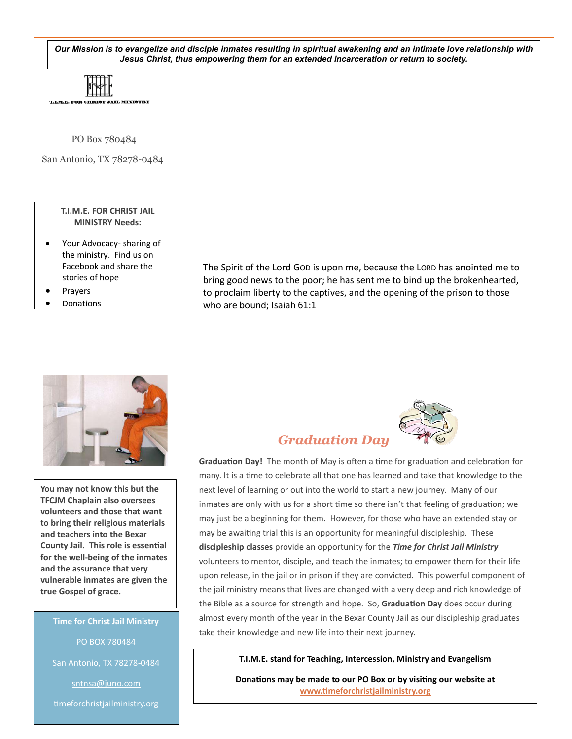*Our Mission is to evangelize and disciple inmates resulting in spiritual awakening and an intimate love relationship with Jesus Christ, thus empowering them for an extended incarceration or return to society.*

T.I.M.E. FOR CHRIST JAIL MINISTRY

PO Box 780484

San Antonio, TX 78278-0484

**T.I.M.E. FOR CHRIST JAIL MINISTRY Needs:**

- Your Advocacy- sharing of the ministry. Find us on Facebook and share the stories of hope
- Prayers
- Donations

The Spirit of the Lord GOD is upon me, because the LORD has anointed me to bring good news to the poor; he has sent me to bind up the brokenhearted, to proclaim liberty to the captives, and the opening of the prison to those who are bound; Isaiah 61:1

**You may not know this but the TFCJM Chaplain also oversees volunteers and those that want to bring their religious materials and teachers into the Bexar County Jail. This role is essential for the well-being of the inmates and the assurance that very vulnerable inmates are given the true Gospel of grace.**

## *Graduation Day*

**Graduation Day!** The month of May is often a time for graduation and celebration for many. It is a time to celebrate all that one has learned and take that knowledge to the next level of learning or out into the world to start a new journey. Many of our inmates are only with us for a short time so there isn't that feeling of graduation; we may just be a beginning for them. However, for those who have an extended stay or may be awaiting trial this is an opportunity for meaningful discipleship. These **discipleship classes** provide an opportunity for the ***Time for Christ Jail Ministry*** volunteers to mentor, disciple, and teach the inmates; to empower them for their life upon release, in the jail or in prison if they are convicted. This powerful component of the jail ministry means that lives are changed with a very deep and rich knowledge of the Bible as a source for strength and hope. So, **Graduation Day** does occur during almost every month of the year in the Bexar County Jail as our discipleship graduates take their knowledge and new life into their next journey.

**Time for Christ Jail Ministry**

PO BOX 780484

San Antonio, TX 78278-0484

sntnsa@juno.com

timeforchristjailministry.org

**T.I.M.E. stand for Teaching, Intercession, Ministry and Evangelism**

**Donations may be made to our PO Box or by visiting our website at www.timeforchristjailministry.org**